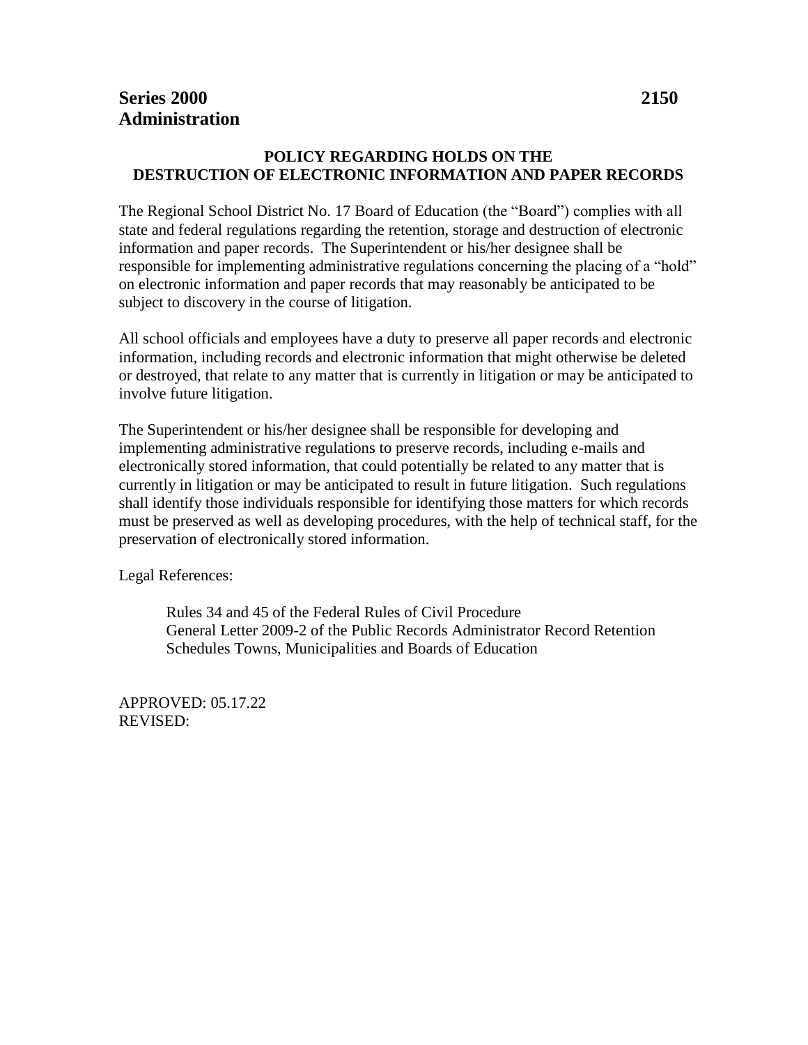**Series 2000 Administration** **2150**

## POLICY REGARDING HOLDS ON THE DESTRUCTION OF ELECTRONIC INFORMATION AND PAPER RECORDS

The Regional School District No. 17 Board of Education (the "Board") complies with all state and federal regulations regarding the retention, storage and destruction of electronic information and paper records. The Superintendent or his/her designee shall be responsible for implementing administrative regulations concerning the placing of a "hold" on electronic information and paper records that may reasonably be anticipated to be subject to discovery in the course of litigation.

All school officials and employees have a duty to preserve all paper records and electronic information, including records and electronic information that might otherwise be deleted or destroyed, that relate to any matter that is currently in litigation or may be anticipated to involve future litigation.

The Superintendent or his/her designee shall be responsible for developing and implementing administrative regulations to preserve records, including e-mails and electronically stored information, that could potentially be related to any matter that is currently in litigation or may be anticipated to result in future litigation. Such regulations shall identify those individuals responsible for identifying those matters for which records must be preserved as well as developing procedures, with the help of technical staff, for the preservation of electronically stored information.

Legal References:

Rules 34 and 45 of the Federal Rules of Civil Procedure
General Letter 2009-2 of the Public Records Administrator Record Retention Schedules Towns, Municipalities and Boards of Education

APPROVED: 05.17.22
REVISED: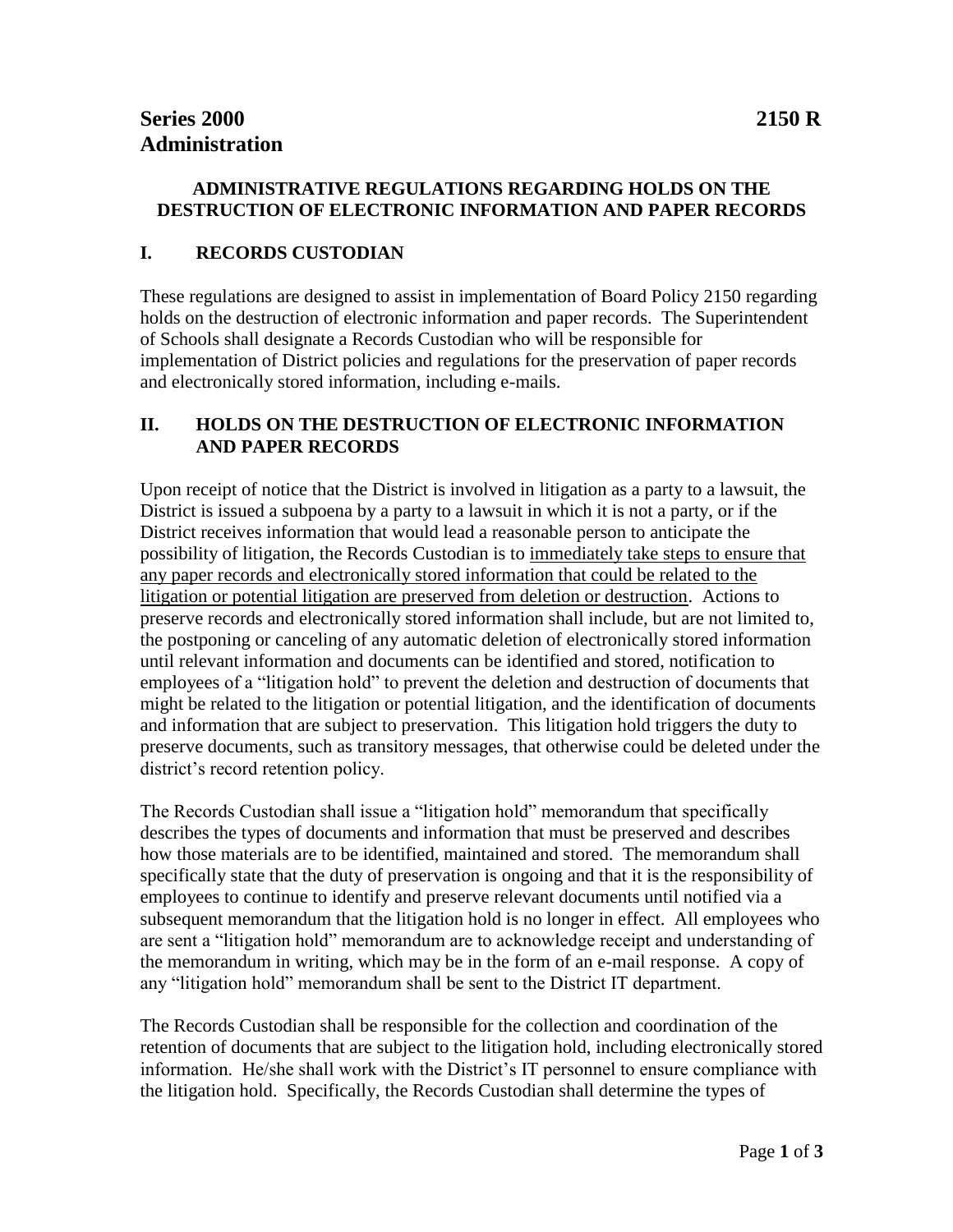# Series 2000 Administration — 2150 R

## ADMINISTRATIVE REGULATIONS REGARDING HOLDS ON THE DESTRUCTION OF ELECTRONIC INFORMATION AND PAPER RECORDS

### I. RECORDS CUSTODIAN

These regulations are designed to assist in implementation of Board Policy 2150 regarding holds on the destruction of electronic information and paper records. The Superintendent of Schools shall designate a Records Custodian who will be responsible for implementation of District policies and regulations for the preservation of paper records and electronically stored information, including e-mails.

### II. HOLDS ON THE DESTRUCTION OF ELECTRONIC INFORMATION AND PAPER RECORDS

Upon receipt of notice that the District is involved in litigation as a party to a lawsuit, the District is issued a subpoena by a party to a lawsuit in which it is not a party, or if the District receives information that would lead a reasonable person to anticipate the possibility of litigation, the Records Custodian is to <u>immediately take steps to ensure that any paper records and electronically stored information that could be related to the litigation or potential litigation are preserved from deletion or destruction</u>. Actions to preserve records and electronically stored information shall include, but are not limited to, the postponing or canceling of any automatic deletion of electronically stored information until relevant information and documents can be identified and stored, notification to employees of a "litigation hold" to prevent the deletion and destruction of documents that might be related to the litigation or potential litigation, and the identification of documents and information that are subject to preservation. This litigation hold triggers the duty to preserve documents, such as transitory messages, that otherwise could be deleted under the district's record retention policy.

The Records Custodian shall issue a "litigation hold" memorandum that specifically describes the types of documents and information that must be preserved and describes how those materials are to be identified, maintained and stored. The memorandum shall specifically state that the duty of preservation is ongoing and that it is the responsibility of employees to continue to identify and preserve relevant documents until notified via a subsequent memorandum that the litigation hold is no longer in effect. All employees who are sent a "litigation hold" memorandum are to acknowledge receipt and understanding of the memorandum in writing, which may be in the form of an e-mail response. A copy of any "litigation hold" memorandum shall be sent to the District IT department.

The Records Custodian shall be responsible for the collection and coordination of the retention of documents that are subject to the litigation hold, including electronically stored information. He/she shall work with the District's IT personnel to ensure compliance with the litigation hold. Specifically, the Records Custodian shall determine the types of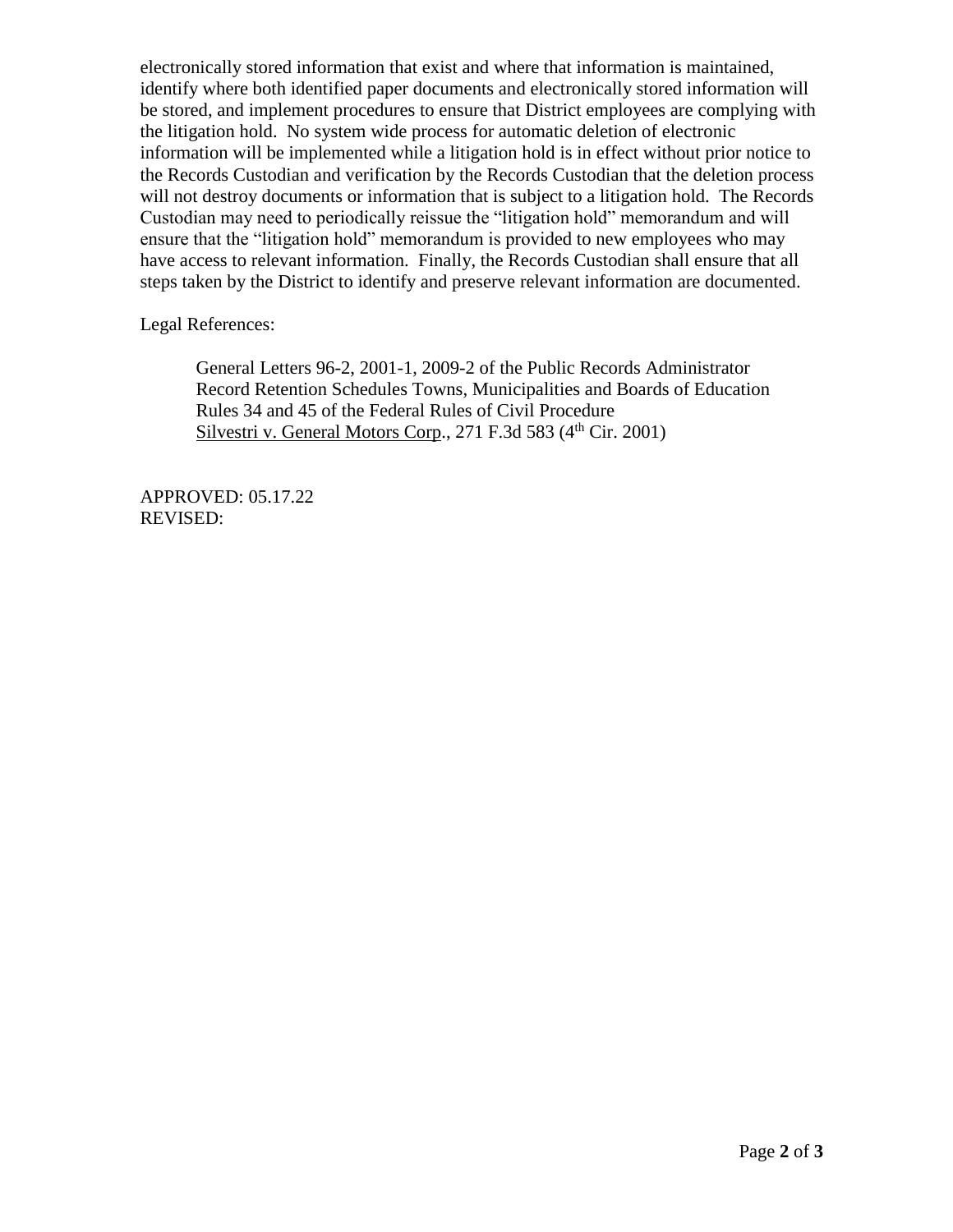electronically stored information that exist and where that information is maintained, identify where both identified paper documents and electronically stored information will be stored, and implement procedures to ensure that District employees are complying with the litigation hold. No system wide process for automatic deletion of electronic information will be implemented while a litigation hold is in effect without prior notice to the Records Custodian and verification by the Records Custodian that the deletion process will not destroy documents or information that is subject to a litigation hold. The Records Custodian may need to periodically reissue the "litigation hold" memorandum and will ensure that the "litigation hold" memorandum is provided to new employees who may have access to relevant information. Finally, the Records Custodian shall ensure that all steps taken by the District to identify and preserve relevant information are documented.

Legal References:

General Letters 96-2, 2001-1, 2009-2 of the Public Records Administrator
Record Retention Schedules Towns, Municipalities and Boards of Education
Rules 34 and 45 of the Federal Rules of Civil Procedure
Silvestri v. General Motors Corp., 271 F.3d 583 (4th Cir. 2001)

APPROVED: 05.17.22
REVISED: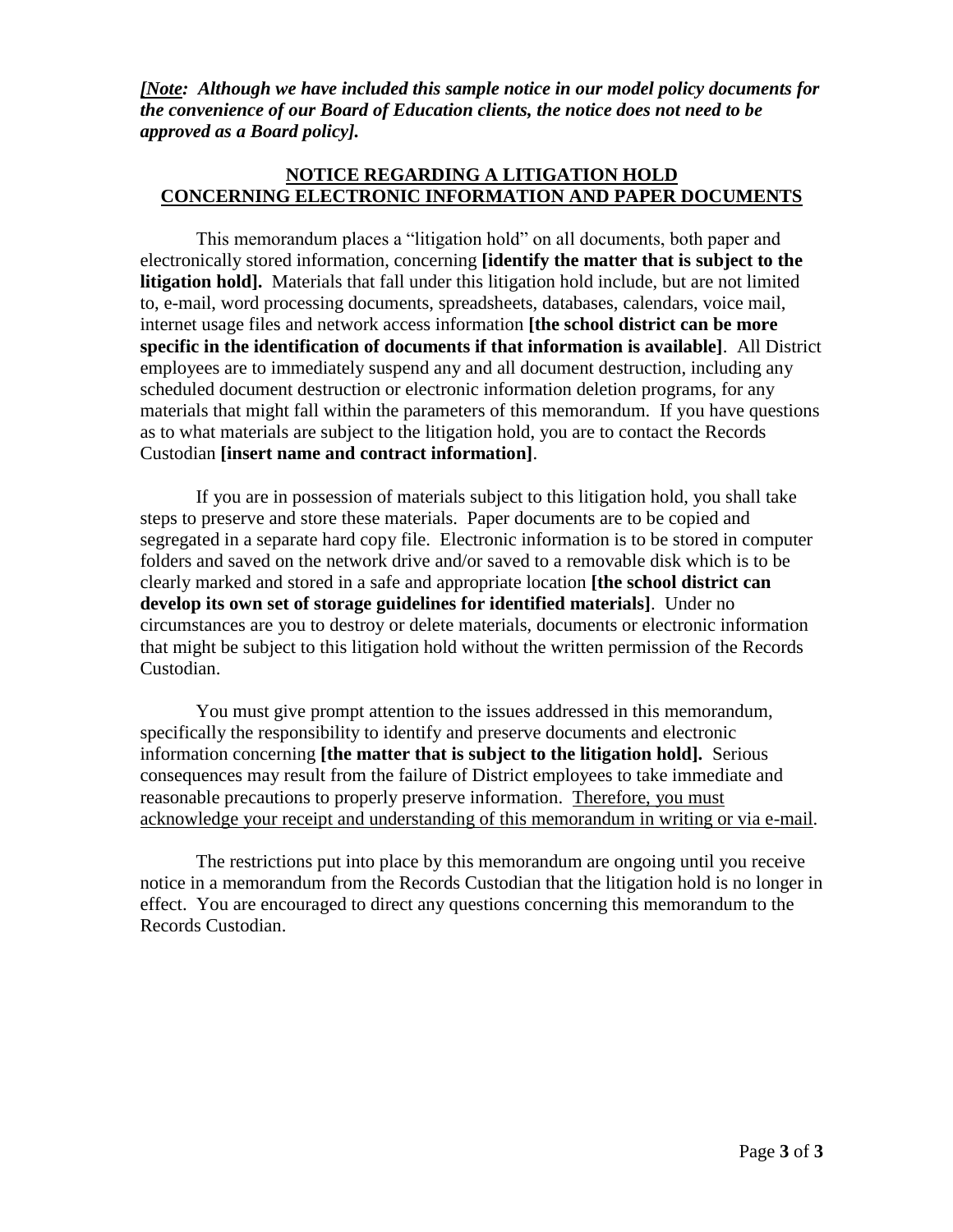***[Note:* Although we have included this sample notice in our model policy documents for the convenience of our Board of Education clients, the notice does not need to be approved as a Board policy].**

## NOTICE REGARDING A LITIGATION HOLD CONCERNING ELECTRONIC INFORMATION AND PAPER DOCUMENTS

This memorandum places a "litigation hold" on all documents, both paper and electronically stored information, concerning **[identify the matter that is subject to the litigation hold].** Materials that fall under this litigation hold include, but are not limited to, e-mail, word processing documents, spreadsheets, databases, calendars, voice mail, internet usage files and network access information **[the school district can be more specific in the identification of documents if that information is available]**. All District employees are to immediately suspend any and all document destruction, including any scheduled document destruction or electronic information deletion programs, for any materials that might fall within the parameters of this memorandum. If you have questions as to what materials are subject to the litigation hold, you are to contact the Records Custodian **[insert name and contract information]**.

If you are in possession of materials subject to this litigation hold, you shall take steps to preserve and store these materials. Paper documents are to be copied and segregated in a separate hard copy file. Electronic information is to be stored in computer folders and saved on the network drive and/or saved to a removable disk which is to be clearly marked and stored in a safe and appropriate location **[the school district can develop its own set of storage guidelines for identified materials]**. Under no circumstances are you to destroy or delete materials, documents or electronic information that might be subject to this litigation hold without the written permission of the Records Custodian.

You must give prompt attention to the issues addressed in this memorandum, specifically the responsibility to identify and preserve documents and electronic information concerning **[the matter that is subject to the litigation hold].** Serious consequences may result from the failure of District employees to take immediate and reasonable precautions to properly preserve information. Therefore, you must acknowledge your receipt and understanding of this memorandum in writing or via e-mail.

The restrictions put into place by this memorandum are ongoing until you receive notice in a memorandum from the Records Custodian that the litigation hold is no longer in effect. You are encouraged to direct any questions concerning this memorandum to the Records Custodian.